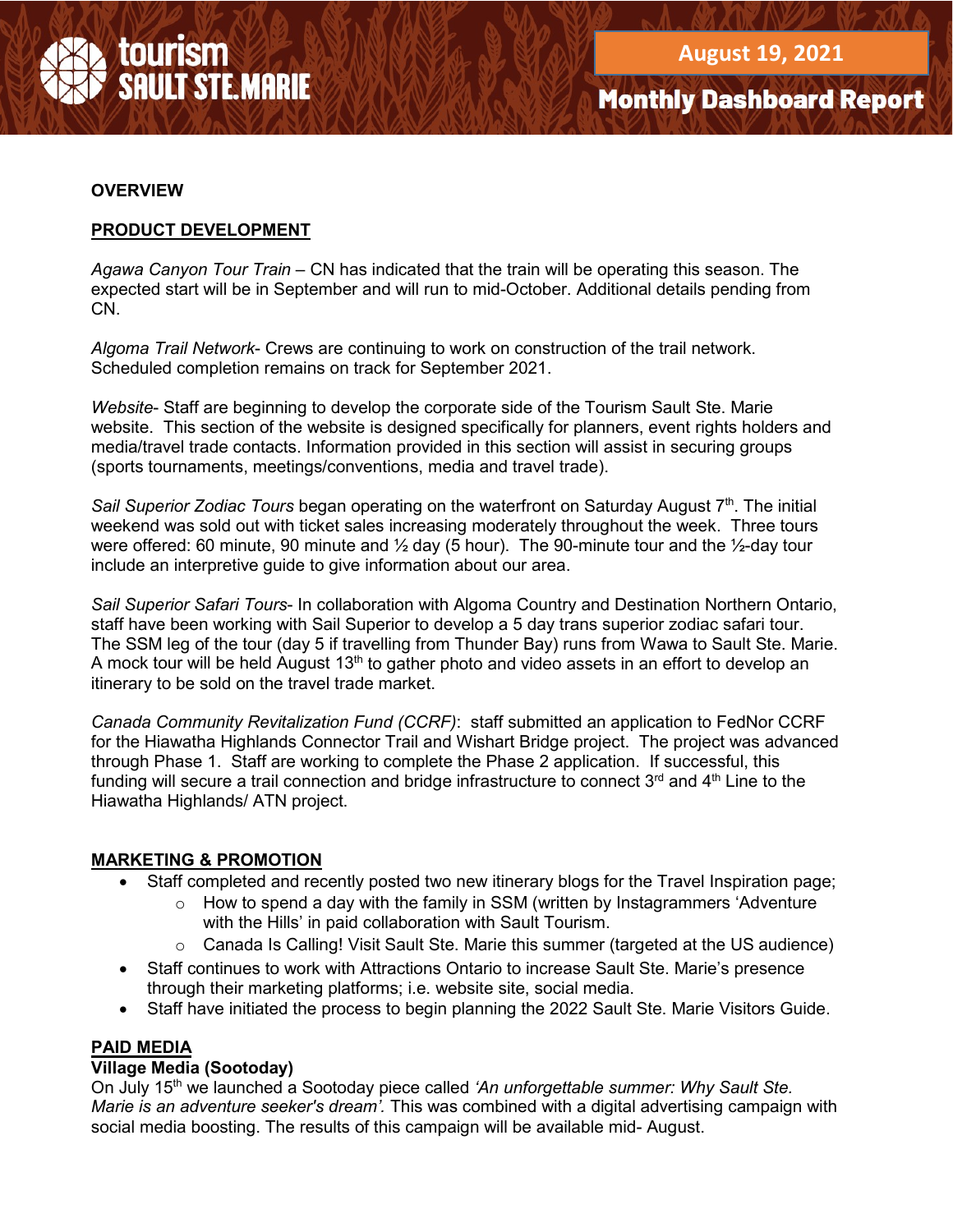# tourism SAULT STE. MARIE

**August 19, 2021**

**Monthly Dashboard Report**

**OVERVIEW**

## PRODUCT DEVELOPMENT

*Agawa Canyon Tour Train* – CN has indicated that the train will be operating this season. The expected start will be in September and will run to mid-October. Additional details pending from CN.

*Algoma Trail Network*- Crews are continuing to work on construction of the trail network. Scheduled completion remains on track for September 2021.

*Website*- Staff are beginning to develop the corporate side of the Tourism Sault Ste. Marie website. This section of the website is designed specifically for planners, event rights holders and media/travel trade contacts. Information provided in this section will assist in securing groups (sports tournaments, meetings/conventions, media and travel trade).

*Sail Superior Zodiac Tours* began operating on the waterfront on Saturday August 7th. The initial weekend was sold out with ticket sales increasing moderately throughout the week. Three tours were offered: 60 minute, 90 minute and ½ day (5 hour). The 90-minute tour and the ½-day tour include an interpretive guide to give information about our area.

*Sail Superior Safari Tours*- In collaboration with Algoma Country and Destination Northern Ontario, staff have been working with Sail Superior to develop a 5 day trans superior zodiac safari tour. The SSM leg of the tour (day 5 if travelling from Thunder Bay) runs from Wawa to Sault Ste. Marie. A mock tour will be held August 13th to gather photo and video assets in an effort to develop an itinerary to be sold on the travel trade market.

*Canada Community Revitalization Fund (CCRF)*: staff submitted an application to FedNor CCRF for the Hiawatha Highlands Connector Trail and Wishart Bridge project. The project was advanced through Phase 1. Staff are working to complete the Phase 2 application. If successful, this funding will secure a trail connection and bridge infrastructure to connect 3rd and 4th Line to the Hiawatha Highlands/ ATN project.

## MARKETING & PROMOTION

- Staff completed and recently posted two new itinerary blogs for the Travel Inspiration page;
  - How to spend a day with the family in SSM (written by Instagrammers 'Adventure with the Hills' in paid collaboration with Sault Tourism.
  - Canada Is Calling! Visit Sault Ste. Marie this summer (targeted at the US audience)
- Staff continues to work with Attractions Ontario to increase Sault Ste. Marie's presence through their marketing platforms; i.e. website site, social media.
- Staff have initiated the process to begin planning the 2022 Sault Ste. Marie Visitors Guide.

## PAID MEDIA

### Village Media (Sootoday)

On July 15th we launched a Sootoday piece called *'An unforgettable summer: Why Sault Ste. Marie is an adventure seeker's dream'.* This was combined with a digital advertising campaign with social media boosting. The results of this campaign will be available mid- August.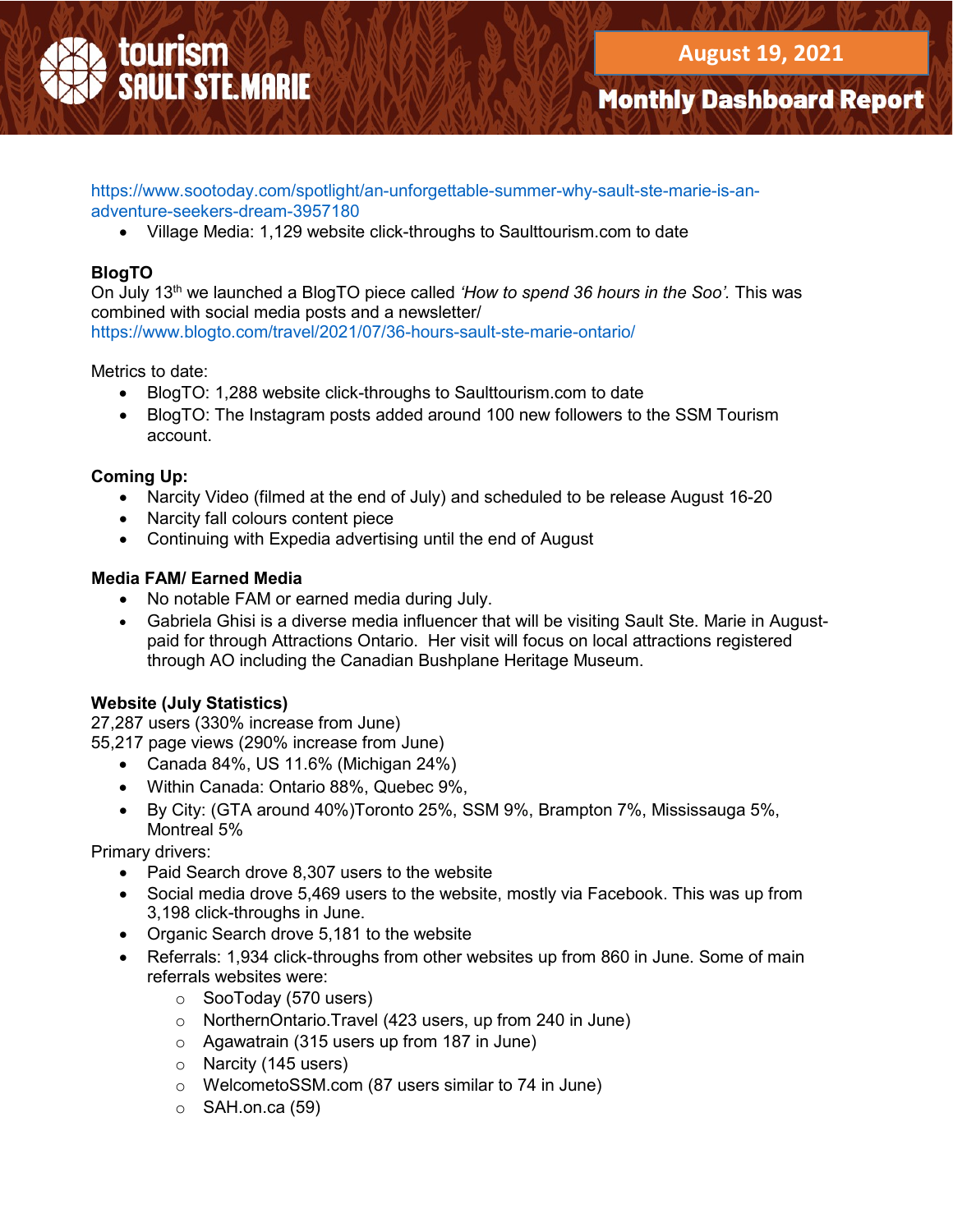https://www.sootoday.com/spotlight/an-unforgettable-summer-why-sault-ste-marie-is-an-adventure-seekers-dream-3957180

- Village Media: 1,129 website click-throughs to Saulttourism.com to date

**BlogTO**

On July 13th we launched a BlogTO piece called *'How to spend 36 hours in the Soo'.* This was combined with social media posts and a newsletter/ https://www.blogto.com/travel/2021/07/36-hours-sault-ste-marie-ontario/

Metrics to date:

- BlogTO: 1,288 website click-throughs to Saulttourism.com to date
- BlogTO: The Instagram posts added around 100 new followers to the SSM Tourism account.

**Coming Up:**

- Narcity Video (filmed at the end of July) and scheduled to be release August 16-20
- Narcity fall colours content piece
- Continuing with Expedia advertising until the end of August

**Media FAM/ Earned Media**

- No notable FAM or earned media during July.
- Gabriela Ghisi is a diverse media influencer that will be visiting Sault Ste. Marie in August- paid for through Attractions Ontario. Her visit will focus on local attractions registered through AO including the Canadian Bushplane Heritage Museum.

**Website (July Statistics)**

27,287 users (330% increase from June)
55,217 page views (290% increase from June)

- Canada 84%, US 11.6% (Michigan 24%)
- Within Canada: Ontario 88%, Quebec 9%,
- By City: (GTA around 40%)Toronto 25%, SSM 9%, Brampton 7%, Mississauga 5%, Montreal 5%

Primary drivers:

- Paid Search drove 8,307 users to the website
- Social media drove 5,469 users to the website, mostly via Facebook. This was up from 3,198 click-throughs in June.
- Organic Search drove 5,181 to the website
- Referrals: 1,934 click-throughs from other websites up from 860 in June. Some of main referrals websites were:
  - SooToday (570 users)
  - NorthernOntario.Travel (423 users, up from 240 in June)
  - Agawatrain (315 users up from 187 in June)
  - Narcity (145 users)
  - WelcometoSSM.com (87 users similar to 74 in June)
  - SAH.on.ca (59)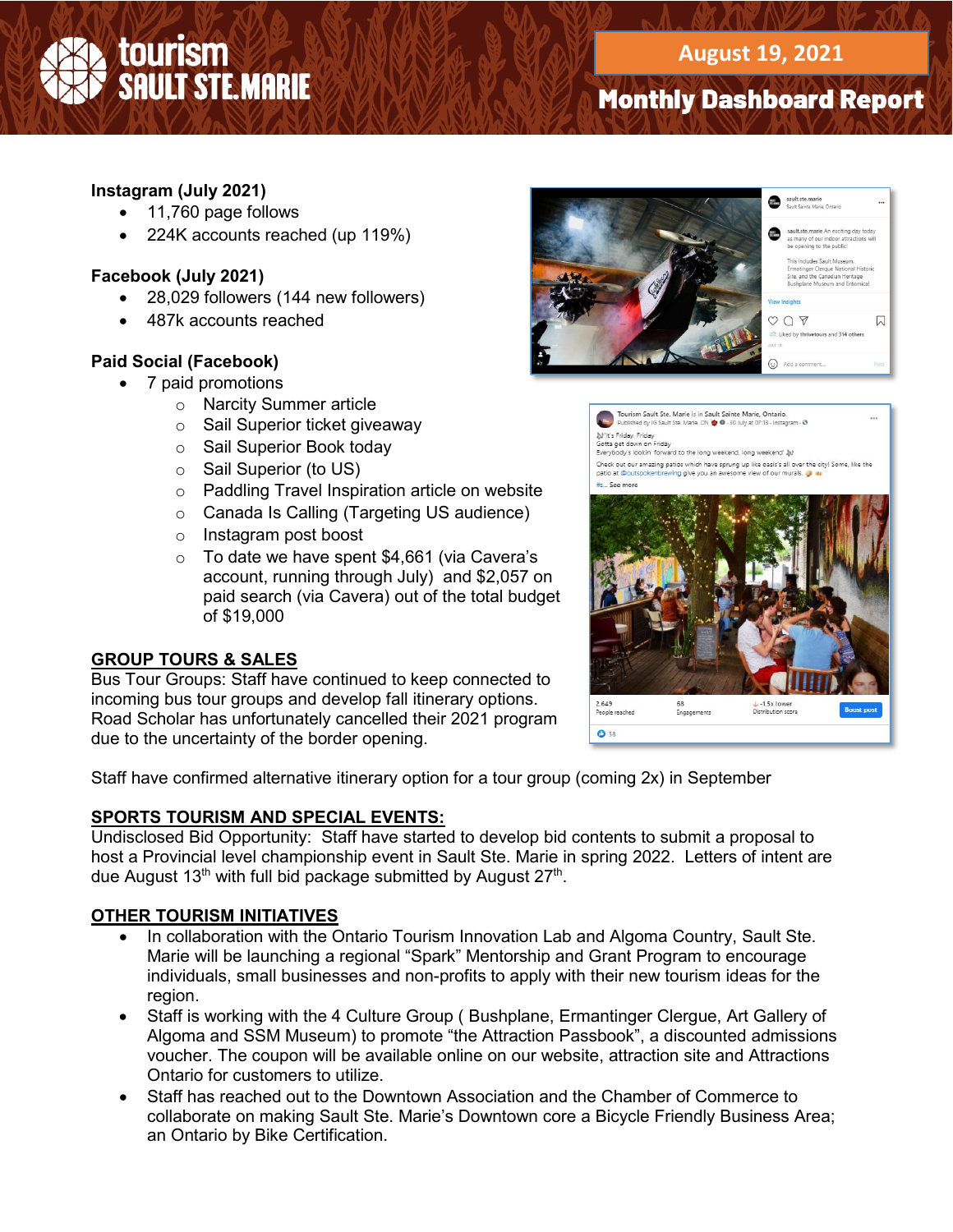**Instagram (July 2021)**

- 11,760 page follows
- 224K accounts reached (up 119%)

**Facebook (July 2021)**

- 28,029 followers (144 new followers)
- 487k accounts reached

**Paid Social (Facebook)**

- 7 paid promotions
  - Narcity Summer article
  - Sail Superior ticket giveaway
  - Sail Superior Book today
  - Sail Superior (to US)
  - Paddling Travel Inspiration article on website
  - Canada Is Calling (Targeting US audience)
  - Instagram post boost
  - To date we have spent $4,661 (via Cavera's account, running through July) and $2,057 on paid search (via Cavera) out of the total budget of $19,000

**GROUP TOURS & SALES**

Bus Tour Groups: Staff have continued to keep connected to incoming bus tour groups and develop fall itinerary options. Road Scholar has unfortunately cancelled their 2021 program due to the uncertainty of the border opening.

Staff have confirmed alternative itinerary option for a tour group (coming 2x) in September

**SPORTS TOURISM AND SPECIAL EVENTS:**

Undisclosed Bid Opportunity: Staff have started to develop bid contents to submit a proposal to host a Provincial level championship event in Sault Ste. Marie in spring 2022. Letters of intent are due August 13th with full bid package submitted by August 27th.

**OTHER TOURISM INITIATIVES**

- In collaboration with the Ontario Tourism Innovation Lab and Algoma Country, Sault Ste. Marie will be launching a regional "Spark" Mentorship and Grant Program to encourage individuals, small businesses and non-profits to apply with their new tourism ideas for the region.
- Staff is working with the 4 Culture Group ( Bushplane, Ermantinger Clergue, Art Gallery of Algoma and SSM Museum) to promote "the Attraction Passbook", a discounted admissions voucher. The coupon will be available online on our website, attraction site and Attractions Ontario for customers to utilize.
- Staff has reached out to the Downtown Association and the Chamber of Commerce to collaborate on making Sault Ste. Marie's Downtown core a Bicycle Friendly Business Area; an Ontario by Bike Certification.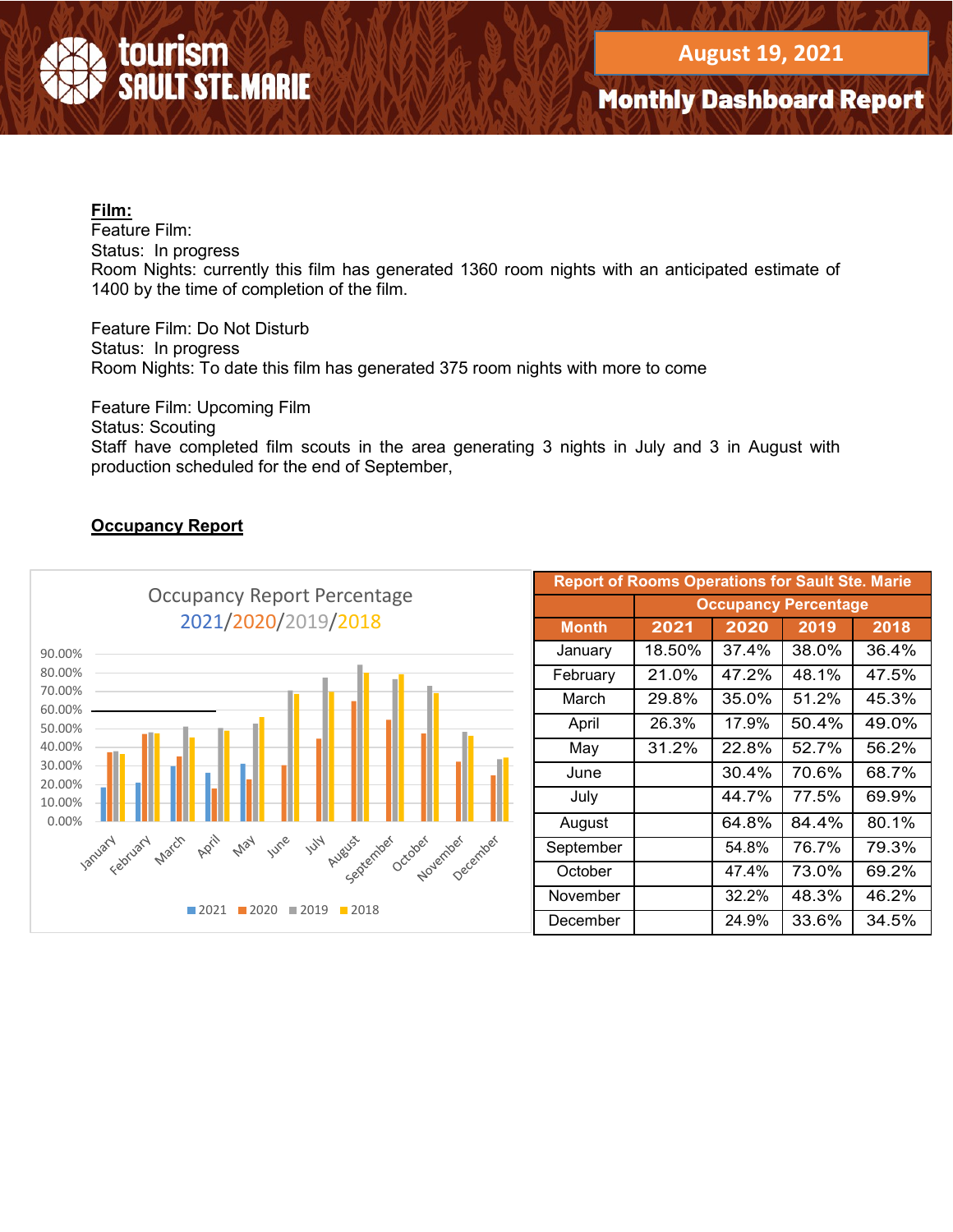**Film:**

Feature Film:
Status: In progress
Room Nights: currently this film has generated 1360 room nights with an anticipated estimate of 1400 by the time of completion of the film.

Feature Film: Do Not Disturb
Status: In progress
Room Nights: To date this film has generated 375 room nights with more to come

Feature Film: Upcoming Film
Status: Scouting
Staff have completed film scouts in the area generating 3 nights in July and 3 in August with production scheduled for the end of September,

**Occupancy Report**

| Report of Rooms Operations for Sault Ste. Marie | | | | |
|---|---|---|---|---|
| | Occupancy Percentage | | | |
| Month | 2021 | 2020 | 2019 | 2018 |
| January | 18.50% | 37.4% | 38.0% | 36.4% |
| February | 21.0% | 47.2% | 48.1% | 47.5% |
| March | 29.8% | 35.0% | 51.2% | 45.3% |
| April | 26.3% | 17.9% | 50.4% | 49.0% |
| May | 31.2% | 22.8% | 52.7% | 56.2% |
| June | | 30.4% | 70.6% | 68.7% |
| July | | 44.7% | 77.5% | 69.9% |
| August | | 64.8% | 84.4% | 80.1% |
| September | | 54.8% | 76.7% | 79.3% |
| October | | 47.4% | 73.0% | 69.2% |
| November | | 32.2% | 48.3% | 46.2% |
| December | | 24.9% | 33.6% | 34.5% |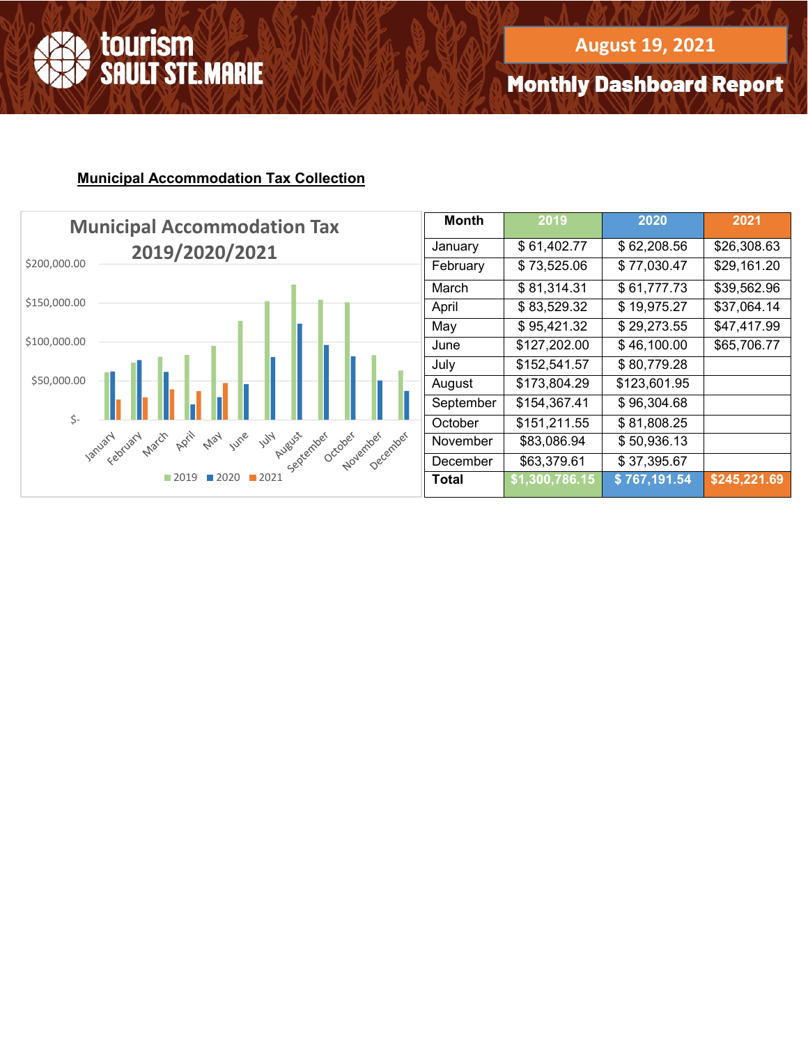tourism SAULT STE. MARIE

August 19, 2021

# Monthly Dashboard Report

## Municipal Accommodation Tax Collection

Municipal Accommodation Tax 2019/2020/2021

$200,000.00
$150,000.00
$100,000.00
$50,000.00
$-

January February March April May June July August September October November December

2019 2020 2021

| Month | 2019 | 2020 | 2021 |
|---|---|---|---|
| January | $ 61,402.77 | $ 62,208.56 | $26,308.63 |
| February | $ 73,525.06 | $ 77,030.47 | $29,161.20 |
| March | $ 81,314.31 | $ 61,777.73 | $39,562.96 |
| April | $ 83,529.32 | $ 19,975.27 | $37,064.14 |
| May | $ 95,421.32 | $ 29,273.55 | $47,417.99 |
| June | $127,202.00 | $ 46,100.00 | $65,706.77 |
| July | $152,541.57 | $ 80,779.28 | |
| August | $173,804.29 | $123,601.95 | |
| September | $154,367.41 | $ 96,304.68 | |
| October | $151,211.55 | $ 81,808.25 | |
| November | $83,086.94 | $ 50,936.13 | |
| December | $63,379.61 | $ 37,395.67 | |
| **Total** | **$1,300,786.15** | **$ 767,191.54** | **$245,221.69** |